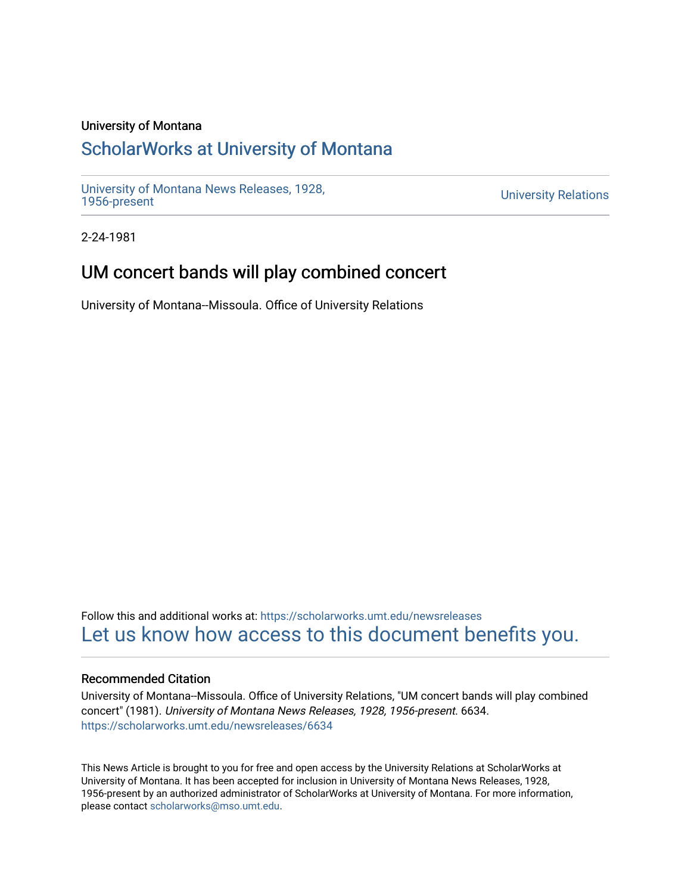University of Montana

# ScholarWorks at University of Montana

University of Montana News Releases, 1928, 1956-present

University Relations

2-24-1981

## UM concert bands will play combined concert

University of Montana--Missoula. Office of University Relations

Follow this and additional works at: https://scholarworks.umt.edu/newsreleases

Let us know how access to this document benefits you.

### Recommended Citation

University of Montana--Missoula. Office of University Relations, "UM concert bands will play combined concert" (1981). *University of Montana News Releases, 1928, 1956-present*. 6634.
https://scholarworks.umt.edu/newsreleases/6634

This News Article is brought to you for free and open access by the University Relations at ScholarWorks at University of Montana. It has been accepted for inclusion in University of Montana News Releases, 1928, 1956-present by an authorized administrator of ScholarWorks at University of Montana. For more information, please contact scholarworks@mso.umt.edu.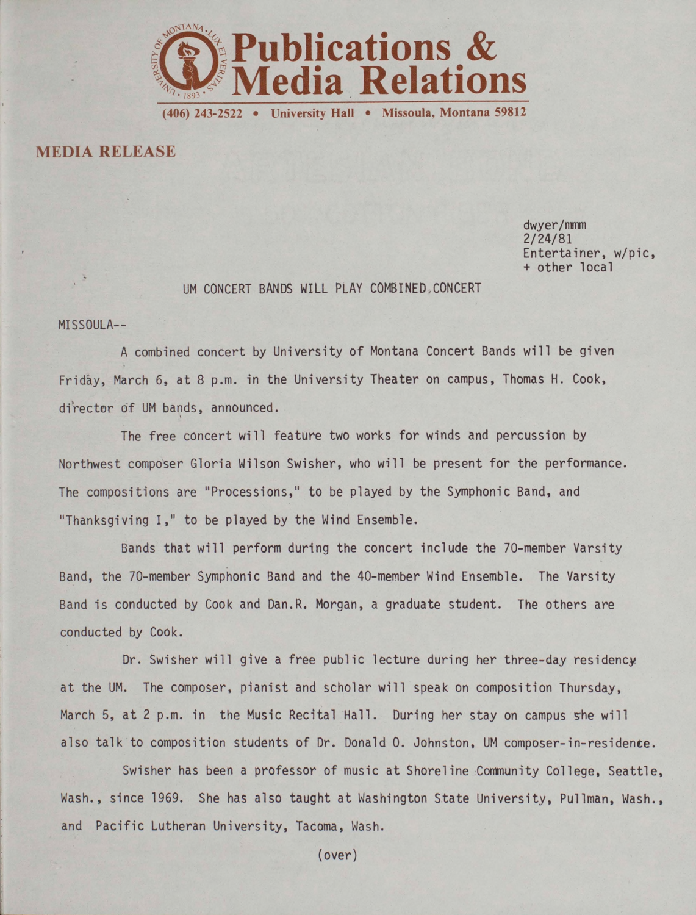# Publications & Media Relations

(406) 243-2522 • University Hall • Missoula, Montana 59812

**MEDIA RELEASE**

dwyer/mmm
2/24/81
Entertainer, w/pic,
+ other local

UM CONCERT BANDS WILL PLAY COMBINED CONCERT

MISSOULA--

A combined concert by University of Montana Concert Bands will be given Friday, March 6, at 8 p.m. in the University Theater on campus, Thomas H. Cook, director of UM bands, announced.

The free concert will feature two works for winds and percussion by Northwest composer Gloria Wilson Swisher, who will be present for the performance. The compositions are "Processions," to be played by the Symphonic Band, and "Thanksgiving I," to be played by the Wind Ensemble.

Bands that will perform during the concert include the 70-member Varsity Band, the 70-member Symphonic Band and the 40-member Wind Ensemble. The Varsity Band is conducted by Cook and Dan.R. Morgan, a graduate student. The others are conducted by Cook.

Dr. Swisher will give a free public lecture during her three-day residency at the UM. The composer, pianist and scholar will speak on composition Thursday, March 5, at 2 p.m. in the Music Recital Hall. During her stay on campus she will also talk to composition students of Dr. Donald O. Johnston, UM composer-in-residence.

Swisher has been a professor of music at Shoreline Community College, Seattle, Wash., since 1969. She has also taught at Washington State University, Pullman, Wash., and Pacific Lutheran University, Tacoma, Wash.

(over)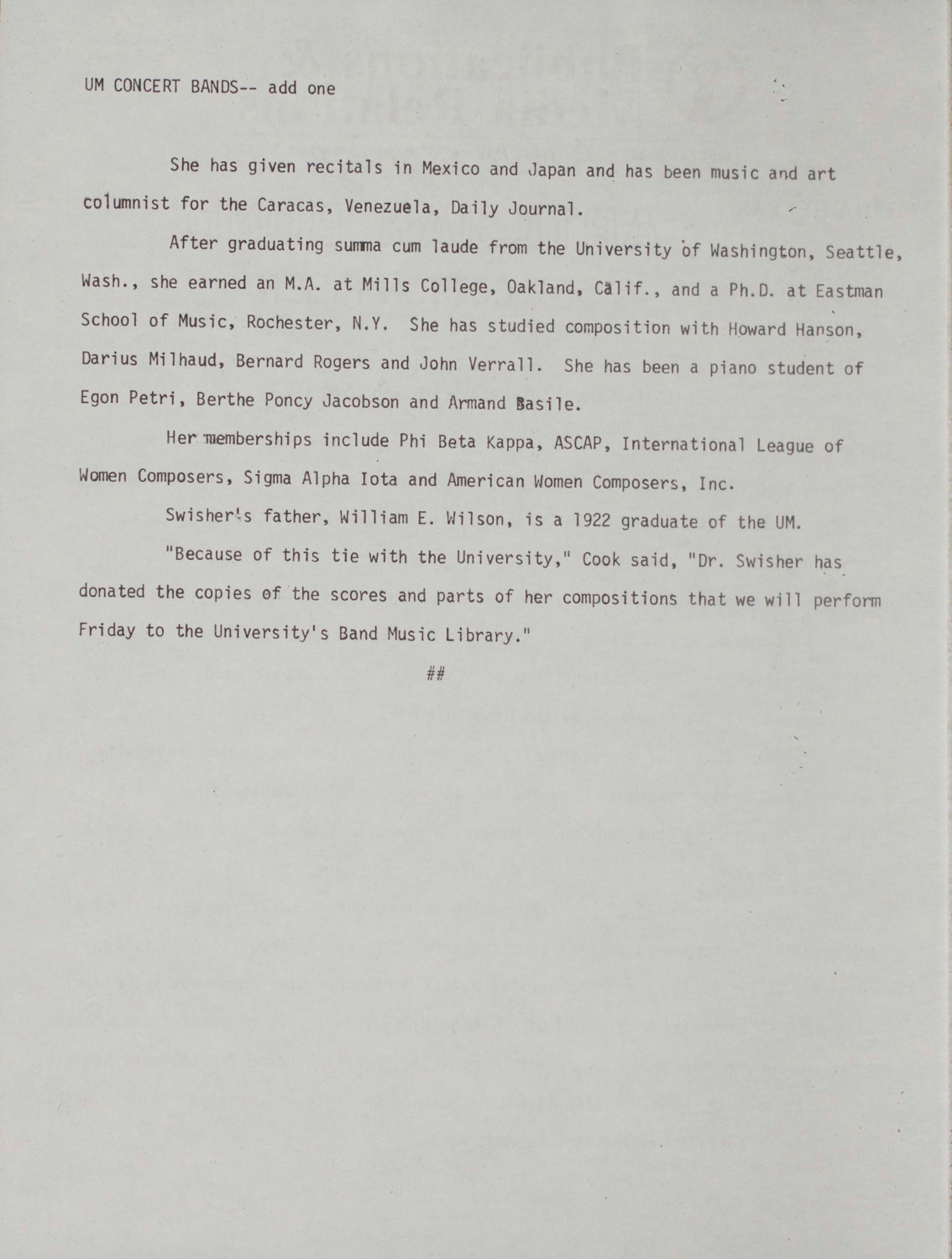UM CONCERT BANDS-- add one

She has given recitals in Mexico and Japan and has been music and art columnist for the Caracas, Venezuela, Daily Journal.

After graduating summa cum laude from the University of Washington, Seattle, Wash., she earned an M.A. at Mills College, Oakland, Calif., and a Ph.D. at Eastman School of Music, Rochester, N.Y. She has studied composition with Howard Hanson, Darius Milhaud, Bernard Rogers and John Verrall. She has been a piano student of Egon Petri, Berthe Poncy Jacobson and Armand Basile.

Her memberships include Phi Beta Kappa, ASCAP, International League of Women Composers, Sigma Alpha Iota and American Women Composers, Inc.

Swisher's father, William E. Wilson, is a 1922 graduate of the UM.

"Because of this tie with the University," Cook said, "Dr. Swisher has donated the copies of the scores and parts of her compositions that we will perform Friday to the University's Band Music Library."

##